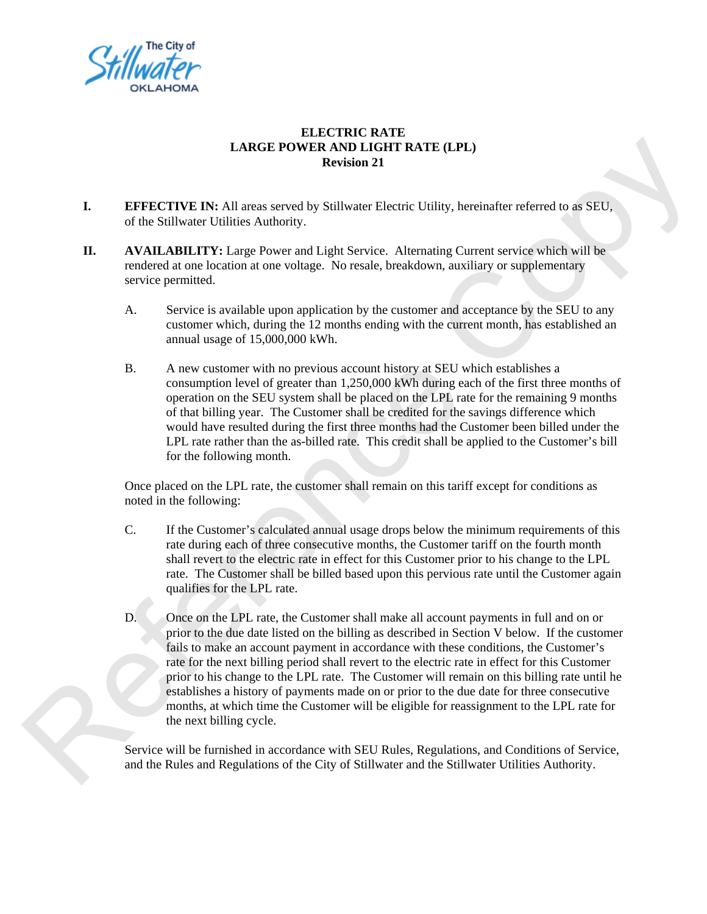The City of Stillwater OKLAHOMA

# ELECTRIC RATE
## LARGE POWER AND LIGHT RATE (LPL)
### Revision 21

**I. EFFECTIVE IN:** All areas served by Stillwater Electric Utility, hereinafter referred to as SEU, of the Stillwater Utilities Authority.

**II. AVAILABILITY:** Large Power and Light Service. Alternating Current service which will be rendered at one location at one voltage. No resale, breakdown, auxiliary or supplementary service permitted.

A. Service is available upon application by the customer and acceptance by the SEU to any customer which, during the 12 months ending with the current month, has established an annual usage of 15,000,000 kWh.

B. A new customer with no previous account history at SEU which establishes a consumption level of greater than 1,250,000 kWh during each of the first three months of operation on the SEU system shall be placed on the LPL rate for the remaining 9 months of that billing year. The Customer shall be credited for the savings difference which would have resulted during the first three months had the Customer been billed under the LPL rate rather than the as-billed rate. This credit shall be applied to the Customer's bill for the following month.

Once placed on the LPL rate, the customer shall remain on this tariff except for conditions as noted in the following:

C. If the Customer's calculated annual usage drops below the minimum requirements of this rate during each of three consecutive months, the Customer tariff on the fourth month shall revert to the electric rate in effect for this Customer prior to his change to the LPL rate. The Customer shall be billed based upon this pervious rate until the Customer again qualifies for the LPL rate.

D. Once on the LPL rate, the Customer shall make all account payments in full and on or prior to the due date listed on the billing as described in Section V below. If the customer fails to make an account payment in accordance with these conditions, the Customer's rate for the next billing period shall revert to the electric rate in effect for this Customer prior to his change to the LPL rate. The Customer will remain on this billing rate until he establishes a history of payments made on or prior to the due date for three consecutive months, at which time the Customer will be eligible for reassignment to the LPL rate for the next billing cycle.

Service will be furnished in accordance with SEU Rules, Regulations, and Conditions of Service, and the Rules and Regulations of the City of Stillwater and the Stillwater Utilities Authority.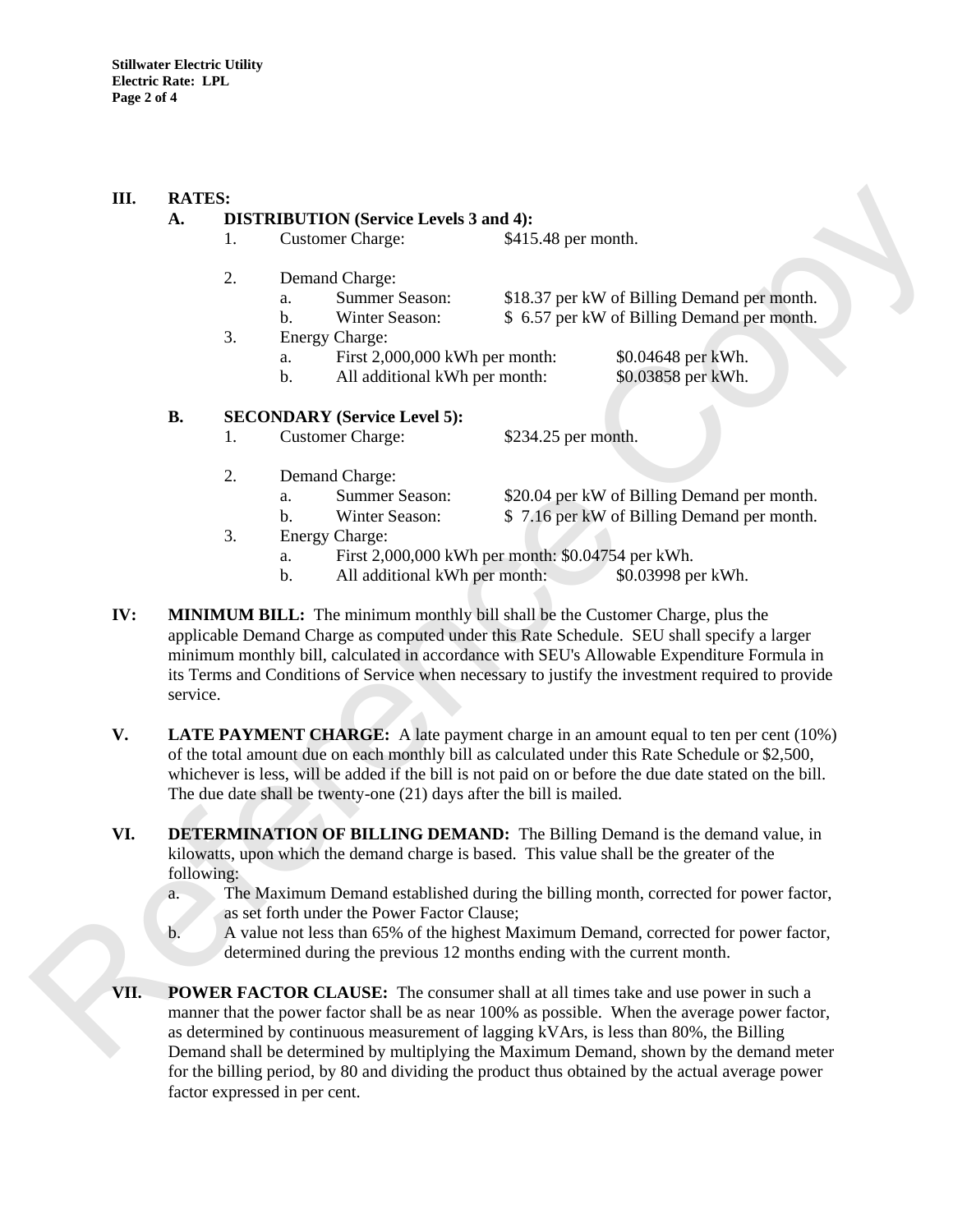## III. RATES:

### A. DISTRIBUTION (Service Levels 3 and 4):

1. Customer Charge: $415.48 per month.

2. Demand Charge:
   - a. Summer Season: $18.37 per kW of Billing Demand per month.
   - b. Winter Season: $ 6.57 per kW of Billing Demand per month.

3. Energy Charge:
   - a. First 2,000,000 kWh per month: $0.04648 per kWh.
   - b. All additional kWh per month: $0.03858 per kWh.

### B. SECONDARY (Service Level 5):

1. Customer Charge: $234.25 per month.

2. Demand Charge:
   - a. Summer Season: $20.04 per kW of Billing Demand per month.
   - b. Winter Season: $ 7.16 per kW of Billing Demand per month.

3. Energy Charge:
   - a. First 2,000,000 kWh per month: $0.04754 per kWh.
   - b. All additional kWh per month: $0.03998 per kWh.

## IV: MINIMUM BILL:

The minimum monthly bill shall be the Customer Charge, plus the applicable Demand Charge as computed under this Rate Schedule. SEU shall specify a larger minimum monthly bill, calculated in accordance with SEU's Allowable Expenditure Formula in its Terms and Conditions of Service when necessary to justify the investment required to provide service.

## V. LATE PAYMENT CHARGE:

A late payment charge in an amount equal to ten per cent (10%) of the total amount due on each monthly bill as calculated under this Rate Schedule or $2,500, whichever is less, will be added if the bill is not paid on or before the due date stated on the bill. The due date shall be twenty-one (21) days after the bill is mailed.

## VI. DETERMINATION OF BILLING DEMAND:

The Billing Demand is the demand value, in kilowatts, upon which the demand charge is based. This value shall be the greater of the following:

- a. The Maximum Demand established during the billing month, corrected for power factor, as set forth under the Power Factor Clause;
- b. A value not less than 65% of the highest Maximum Demand, corrected for power factor, determined during the previous 12 months ending with the current month.

## VII. POWER FACTOR CLAUSE:

The consumer shall at all times take and use power in such a manner that the power factor shall be as near 100% as possible. When the average power factor, as determined by continuous measurement of lagging kVArs, is less than 80%, the Billing Demand shall be determined by multiplying the Maximum Demand, shown by the demand meter for the billing period, by 80 and dividing the product thus obtained by the actual average power factor expressed in per cent.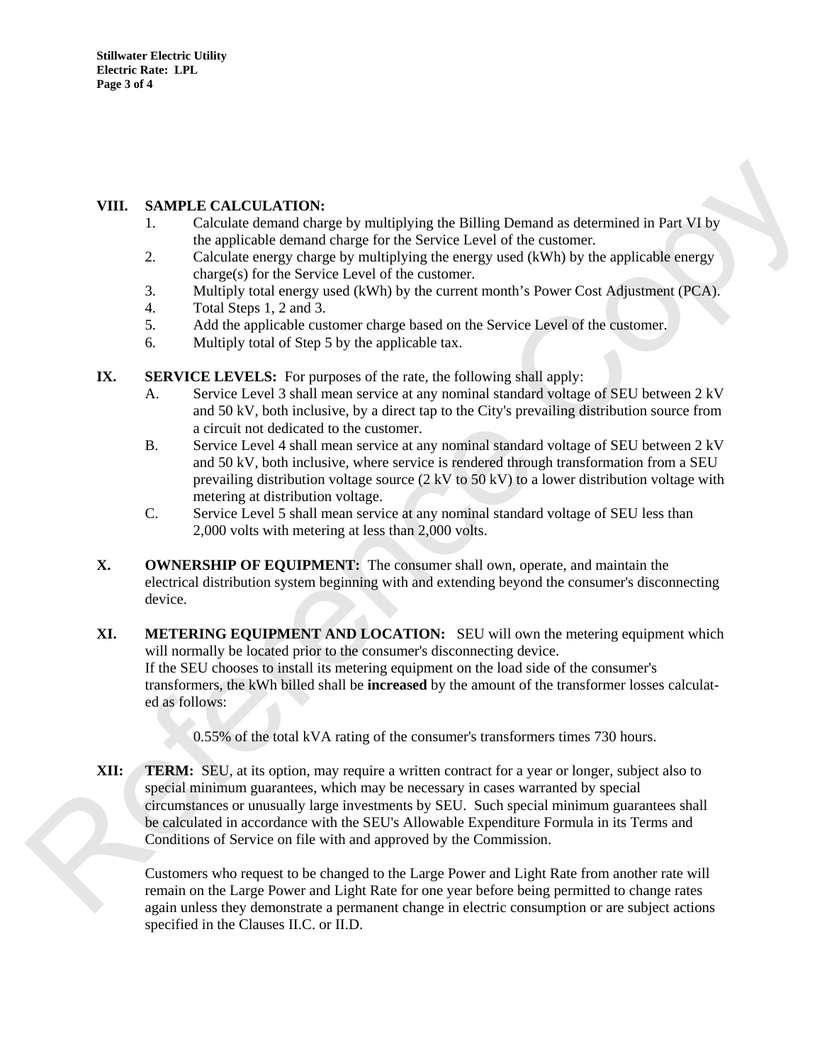## VIII. SAMPLE CALCULATION:

1. Calculate demand charge by multiplying the Billing Demand as determined in Part VI by the applicable demand charge for the Service Level of the customer.
2. Calculate energy charge by multiplying the energy used (kWh) by the applicable energy charge(s) for the Service Level of the customer.
3. Multiply total energy used (kWh) by the current month's Power Cost Adjustment (PCA).
4. Total Steps 1, 2 and 3.
5. Add the applicable customer charge based on the Service Level of the customer.
6. Multiply total of Step 5 by the applicable tax.

## IX. SERVICE LEVELS:

For purposes of the rate, the following shall apply:

A. Service Level 3 shall mean service at any nominal standard voltage of SEU between 2 kV and 50 kV, both inclusive, by a direct tap to the City's prevailing distribution source from a circuit not dedicated to the customer.

B. Service Level 4 shall mean service at any nominal standard voltage of SEU between 2 kV and 50 kV, both inclusive, where service is rendered through transformation from a SEU prevailing distribution voltage source (2 kV to 50 kV) to a lower distribution voltage with metering at distribution voltage.

C. Service Level 5 shall mean service at any nominal standard voltage of SEU less than 2,000 volts with metering at less than 2,000 volts.

## X. OWNERSHIP OF EQUIPMENT:

The consumer shall own, operate, and maintain the electrical distribution system beginning with and extending beyond the consumer's disconnecting device.

## XI. METERING EQUIPMENT AND LOCATION:

SEU will own the metering equipment which will normally be located prior to the consumer's disconnecting device.
If the SEU chooses to install its metering equipment on the load side of the consumer's transformers, the kWh billed shall be **increased** by the amount of the transformer losses calculated as follows:

0.55% of the total kVA rating of the consumer's transformers times 730 hours.

## XII: TERM:

SEU, at its option, may require a written contract for a year or longer, subject also to special minimum guarantees, which may be necessary in cases warranted by special circumstances or unusually large investments by SEU. Such special minimum guarantees shall be calculated in accordance with the SEU's Allowable Expenditure Formula in its Terms and Conditions of Service on file with and approved by the Commission.

Customers who request to be changed to the Large Power and Light Rate from another rate will remain on the Large Power and Light Rate for one year before being permitted to change rates again unless they demonstrate a permanent change in electric consumption or are subject actions specified in the Clauses II.C. or II.D.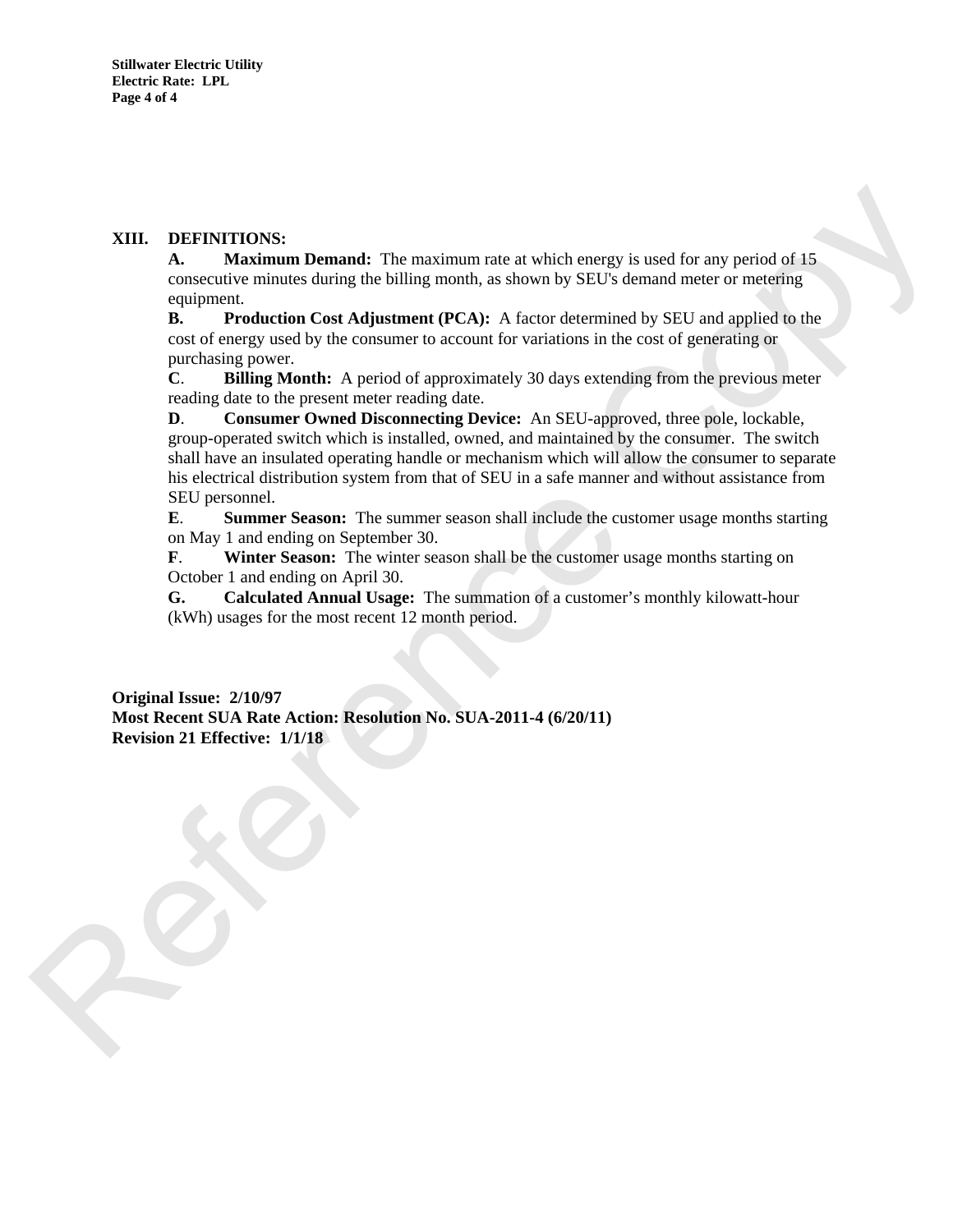## XIII. DEFINITIONS:

**A. Maximum Demand:** The maximum rate at which energy is used for any period of 15 consecutive minutes during the billing month, as shown by SEU's demand meter or metering equipment.

**B. Production Cost Adjustment (PCA):** A factor determined by SEU and applied to the cost of energy used by the consumer to account for variations in the cost of generating or purchasing power.

**C**. **Billing Month:** A period of approximately 30 days extending from the previous meter reading date to the present meter reading date.

**D**. **Consumer Owned Disconnecting Device:** An SEU-approved, three pole, lockable, group-operated switch which is installed, owned, and maintained by the consumer. The switch shall have an insulated operating handle or mechanism which will allow the consumer to separate his electrical distribution system from that of SEU in a safe manner and without assistance from SEU personnel.

**E**. **Summer Season:** The summer season shall include the customer usage months starting on May 1 and ending on September 30.

**F**. **Winter Season:** The winter season shall be the customer usage months starting on October 1 and ending on April 30.

**G. Calculated Annual Usage:** The summation of a customer's monthly kilowatt-hour (kWh) usages for the most recent 12 month period.

**Original Issue: 2/10/97**
**Most Recent SUA Rate Action: Resolution No. SUA-2011-4 (6/20/11)**
**Revision 21 Effective: 1/1/18**